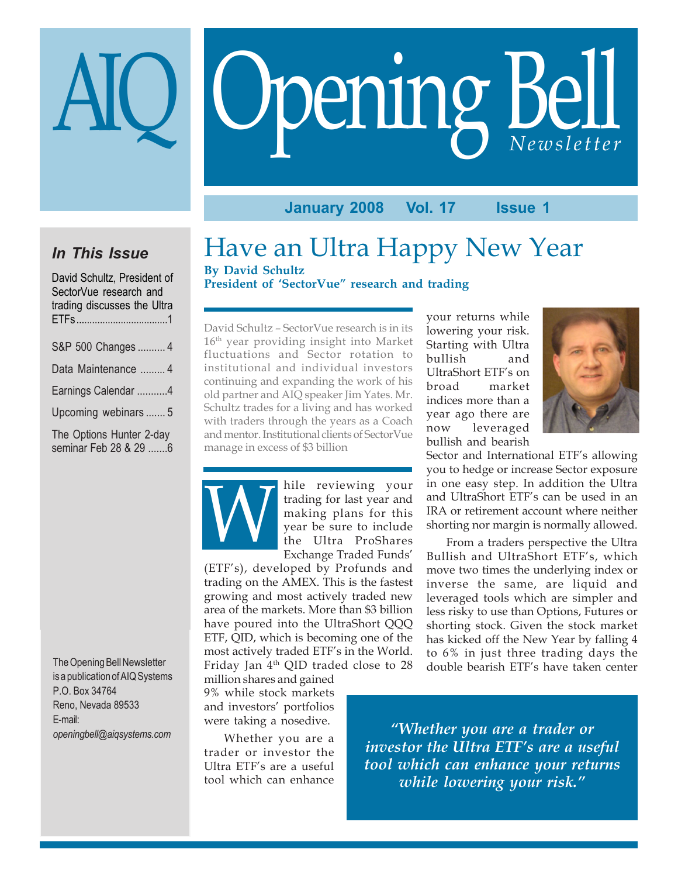# AIQ Opening Bell Newsletter

**January 2008 Vol. 17 Issue 1**

### *In This Issue*

- David Schultz, President of SectorVue research and trading discusses the Ultra ETFs .......1
- S&P 500 Changes .......... 4
- Data Maintenance ......... 4
- Earnings Calendar ...........4
- Upcoming webinars ....... 5
- The Options Hunter 2-day seminar Feb 28 & 29 .......6

The Opening Bell Newsletter is a publication of AIQ Systems
P.O. Box 34764
Reno, Nevada 89533
E-mail:
*openingbell@aiqsystems.com*

# Have an Ultra Happy New Year

**By David Schultz**
**President of 'SectorVue" research and trading**

David Schultz – SectorVue research is in its 16th year providing insight into Market fluctuations and Sector rotation to institutional and individual investors continuing and expanding the work of his old partner and AIQ speaker Jim Yates. Mr. Schultz trades for a living and has worked with traders through the years as a Coach and mentor. Institutional clients of SectorVue manage in excess of $3 billion

While reviewing your trading for last year and making plans for this year be sure to include the Ultra ProShares Exchange Traded Funds' (ETF's), developed by Profunds and trading on the AMEX. This is the fastest growing and most actively traded new area of the markets. More than $3 billion have poured into the UltraShort QQQ ETF, QID, which is becoming one of the most actively traded ETF's in the World. Friday Jan 4th QID traded close to 28 million shares and gained 9% while stock markets and investors' portfolios were taking a nosedive.

Whether you are a trader or investor the Ultra ETF's are a useful tool which can enhance your returns while lowering your risk. Starting with Ultra bullish and UltraShort ETF's on broad market indices more than a year ago there are now leveraged bullish and bearish Sector and International ETF's allowing you to hedge or increase Sector exposure in one easy step. In addition the Ultra and UltraShort ETF's can be used in an IRA or retirement account where neither shorting nor margin is normally allowed.

From a traders perspective the Ultra Bullish and UltraShort ETF's, which move two times the underlying index or inverse the same, are liquid and leveraged tools which are simpler and less risky to use than Options, Futures or shorting stock. Given the stock market has kicked off the New Year by falling 4 to 6% in just three trading days the double bearish ETF's have taken center

> *"Whether you are a trader or investor the Ultra ETF's are a useful tool which can enhance your returns while lowering your risk."*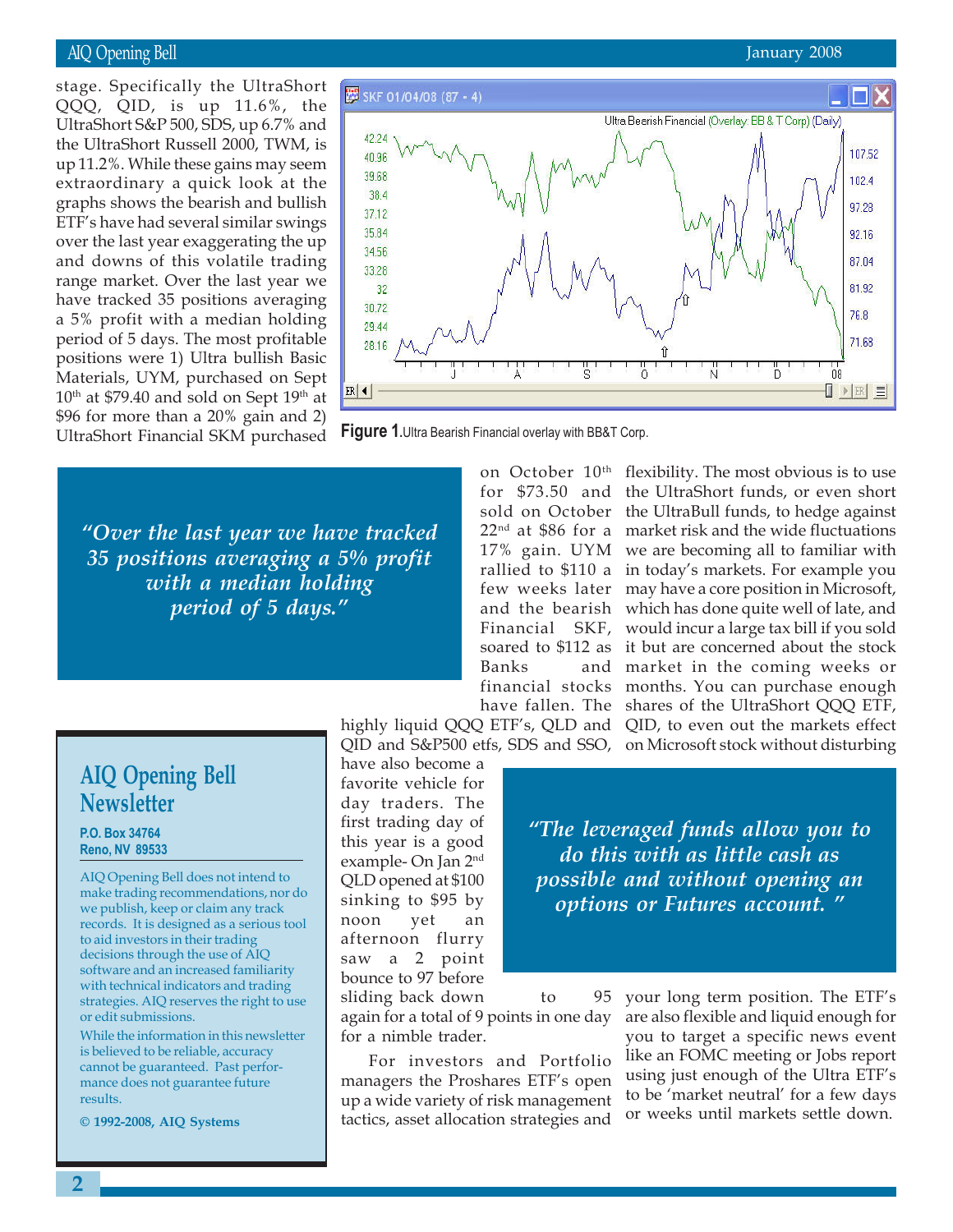stage. Specifically the UltraShort QQQ, QID, is up 11.6%, the UltraShort S&P 500, SDS, up 6.7% and the UltraShort Russell 2000, TWM, is up 11.2%. While these gains may seem extraordinary a quick look at the graphs shows the bearish and bullish ETF's have had several similar swings over the last year exaggerating the up and downs of this volatile trading range market. Over the last year we have tracked 35 positions averaging a 5% profit with a median holding period of 5 days. The most profitable positions were 1) Ultra bullish Basic Materials, UYM, purchased on Sept 10th at $79.40 and sold on Sept 19th at $96 for more than a 20% gain and 2) UltraShort Financial SKM purchased on October 10th for $73.50 and sold on October 22nd at $86 for a 17% gain. UYM rallied to $110 a few weeks later and the bearish Financial SKF, soared to $112 as Banks and financial stocks have fallen. The highly liquid QQQ ETF's, QLD and QID and S&P500 etfs, SDS and SSO, have also become a favorite vehicle for day traders. The first trading day of this year is a good example- On Jan 2nd QLD opened at $100 sinking to $95 by noon yet an afternoon flurry saw a 2 point bounce to 97 before sliding back down to 95 again for a total of 9 points in one day for a nimble trader.

**Figure 1.** Ultra Bearish Financial overlay with BB&T Corp.

> *"Over the last year we have tracked 35 positions averaging a 5% profit with a median holding period of 5 days."*

For investors and Portfolio managers the Proshares ETF's open up a wide variety of risk management tactics, asset allocation strategies and flexibility. The most obvious is to use the UltraShort funds, or even short the UltraBull funds, to hedge against market risk and the wide fluctuations we are becoming all to familiar with in today's markets. For example you may have a core position in Microsoft, which has done quite well of late, and would incur a large tax bill if you sold it but are concerned about the stock market in the coming weeks or months. You can purchase enough shares of the UltraShort QQQ ETF, QID, to even out the markets effect on Microsoft stock without disturbing your long term position. The ETF's are also flexible and liquid enough for you to target a specific news event like an FOMC meeting or Jobs report using just enough of the Ultra ETF's to be 'market neutral' for a few days or weeks until markets settle down.

> *"The leveraged funds allow you to do this with as little cash as possible and without opening an options or Futures account."*

## AIQ Opening Bell Newsletter

**P.O. Box 34764**
**Reno, NV 89533**

AIQ Opening Bell does not intend to make trading recommendations, nor do we publish, keep or claim any track records. It is designed as a serious tool to aid investors in their trading decisions through the use of AIQ software and an increased familiarity with technical indicators and trading strategies. AIQ reserves the right to use or edit submissions.

While the information in this newsletter is believed to be reliable, accuracy cannot be guaranteed. Past performance does not guarantee future results.

**© 1992-2008, AIQ Systems**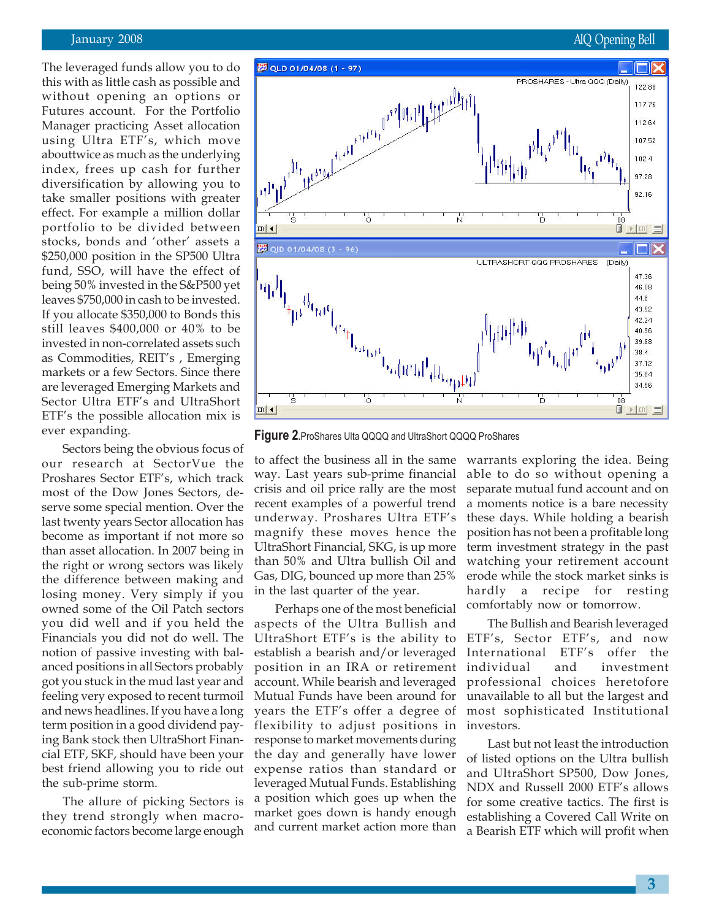The leveraged funds allow you to do this with as little cash as possible and without opening an options or Futures account. For the Portfolio Manager practicing Asset allocation using Ultra ETF's, which move abouttwice as much as the underlying index, frees up cash for further diversification by allowing you to take smaller positions with greater effect. For example a million dollar portfolio to be divided between stocks, bonds and 'other' assets a $250,000 position in the SP500 Ultra fund, SSO, will have the effect of being 50% invested in the S&P500 yet leaves $750,000 in cash to be invested. If you allocate $350,000 to Bonds this still leaves $400,000 or 40% to be invested in non-correlated assets such as Commodities, REIT's , Emerging markets or a few Sectors. Since there are leveraged Emerging Markets and Sector Ultra ETF's and UltraShort ETF's the possible allocation mix is ever expanding.

Sectors being the obvious focus of our research at SectorVue the Proshares Sector ETF's, which track most of the Dow Jones Sectors, deserve some special mention. Over the last twenty years Sector allocation has become as important if not more so than asset allocation. In 2007 being in the right or wrong sectors was likely the difference between making and losing money. Very simply if you owned some of the Oil Patch sectors you did well and if you held the Financials you did not do well. The notion of passive investing with balanced positions in all Sectors probably got you stuck in the mud last year and feeling very exposed to recent turmoil and news headlines. If you have a long term position in a good dividend paying Bank stock then UltraShort Financial ETF, SKF, should have been your best friend allowing you to ride out the sub-prime storm.

The allure of picking Sectors is they trend strongly when macro-economic factors become large enough to affect the business all in the same way. Last years sub-prime financial crisis and oil price rally are the most recent examples of a powerful trend underway. Proshares Ultra ETF's magnify these moves hence the UltraShort Financial, SKG, is up more than 50% and Ultra bullish Oil and Gas, DIG, bounced up more than 25% in the last quarter of the year.

**Figure 2.** ProShares Ulta QQQQ and UltraShort QQQQ ProShares

Perhaps one of the most beneficial aspects of the Ultra Bullish and UltraShort ETF's is the ability to establish a bearish and/or leveraged position in an IRA or retirement account. While bearish and leveraged Mutual Funds have been around for years the ETF's offer a degree of flexibility to adjust positions in response to market movements during the day and generally have lower expense ratios than standard or leveraged Mutual Funds. Establishing a position which goes up when the market goes down is handy enough and current market action more than warrants exploring the idea. Being able to do so without opening a separate mutual fund account and on a moments notice is a bare necessity these days. While holding a bearish position has not been a profitable long term investment strategy in the past watching your retirement account erode while the stock market sinks is hardly a recipe for resting comfortably now or tomorrow.

The Bullish and Bearish leveraged ETF's, Sector ETF's, and now International ETF's offer the individual and investment professional choices heretofore unavailable to all but the largest and most sophisticated Institutional investors.

Last but not least the introduction of listed options on the Ultra bullish and UltraShort SP500, Dow Jones, NDX and Russell 2000 ETF's allows for some creative tactics. The first is establishing a Covered Call Write on a Bearish ETF which will profit when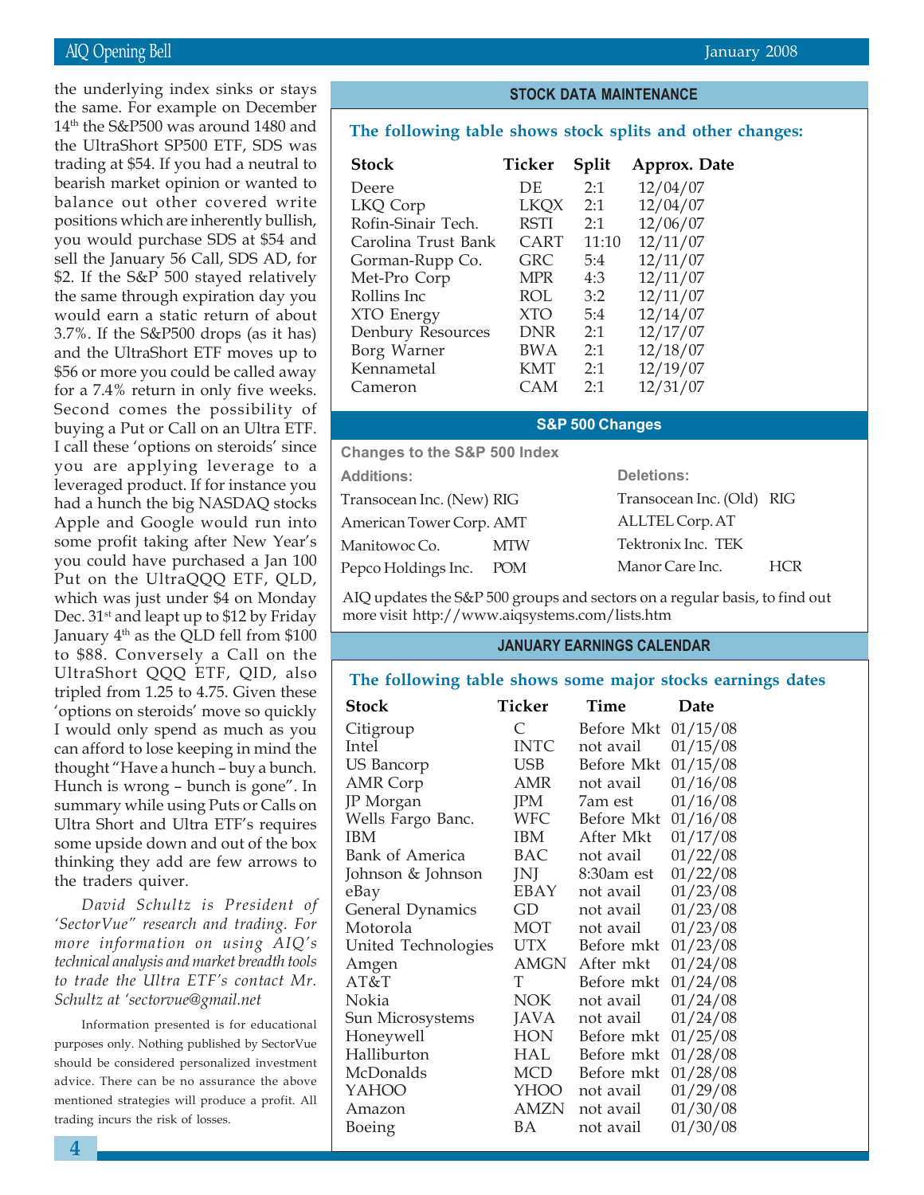the underlying index sinks or stays the same. For example on December 14th the S&P500 was around 1480 and the UltraShort SP500 ETF, SDS was trading at $54. If you had a neutral to bearish market opinion or wanted to balance out other covered write positions which are inherently bullish, you would purchase SDS at $54 and sell the January 56 Call, SDS AD, for $2. If the S&P 500 stayed relatively the same through expiration day you would earn a static return of about 3.7%. If the S&P500 drops (as it has) and the UltraShort ETF moves up to $56 or more you could be called away for a 7.4% return in only five weeks. Second comes the possibility of buying a Put or Call on an Ultra ETF. I call these 'options on steroids' since you are applying leverage to a leveraged product. If for instance you had a hunch the big NASDAQ stocks Apple and Google would run into some profit taking after New Year's you could have purchased a Jan 100 Put on the UltraQQQ ETF, QLD, which was just under $4 on Monday Dec. 31st and leapt up to $12 by Friday January 4th as the QLD fell from $100 to $88. Conversely a Call on the UltraShort QQQ ETF, QID, also tripled from 1.25 to 4.75. Given these 'options on steroids' move so quickly I would only spend as much as you can afford to lose keeping in mind the thought "Have a hunch – buy a bunch. Hunch is wrong – bunch is gone". In summary while using Puts or Calls on Ultra Short and Ultra ETF's requires some upside down and out of the box thinking they add are few arrows to the traders quiver.

*David Schultz is President of 'SectorVue" research and trading. For more information on using AIQ's technical analysis and market breadth tools to trade the Ultra ETF's contact Mr. Schultz at 'sectorvue@gmail.net*

Information presented is for educational purposes only. Nothing published by SectorVue should be considered personalized investment advice. There can be no assurance the above mentioned strategies will produce a profit. All trading incurs the risk of losses.

## STOCK DATA MAINTENANCE

**The following table shows stock splits and other changes:**

| Stock | Ticker | Split | Approx. Date |
|---|---|---|---|
| Deere | DE | 2:1 | 12/04/07 |
| LKQ Corp | LKQX | 2:1 | 12/04/07 |
| Rofin-Sinair Tech. | RSTI | 2:1 | 12/06/07 |
| Carolina Trust Bank | CART | 11:10 | 12/11/07 |
| Gorman-Rupp Co. | GRC | 5:4 | 12/11/07 |
| Met-Pro Corp | MPR | 4:3 | 12/11/07 |
| Rollins Inc | ROL | 3:2 | 12/11/07 |
| XTO Energy | XTO | 5:4 | 12/14/07 |
| Denbury Resources | DNR | 2:1 | 12/17/07 |
| Borg Warner | BWA | 2:1 | 12/18/07 |
| Kennametal | KMT | 2:1 | 12/19/07 |
| Cameron | CAM | 2:1 | 12/31/07 |

## S&P 500 Changes

**Changes to the S&P 500 Index**

| Additions: | | Deletions: | |
|---|---|---|---|
| Transocean Inc. (New) | RIG | Transocean Inc. (Old) | RIG |
| American Tower Corp. | AMT | ALLTEL Corp. | AT |
| Manitowoc Co. | MTW | Tektronix Inc. | TEK |
| Pepco Holdings Inc. | POM | Manor Care Inc. | HCR |

AIQ updates the S&P 500 groups and sectors on a regular basis, to find out more visit http://www.aiqsystems.com/lists.htm

## JANUARY EARNINGS CALENDAR

**The following table shows some major stocks earnings dates**

| Stock | Ticker | Time | Date |
|---|---|---|---|
| Citigroup | C | Before Mkt | 01/15/08 |
| Intel | INTC | not avail | 01/15/08 |
| US Bancorp | USB | Before Mkt | 01/15/08 |
| AMR Corp | AMR | not avail | 01/16/08 |
| JP Morgan | JPM | 7am est | 01/16/08 |
| Wells Fargo Banc. | WFC | Before Mkt | 01/16/08 |
| IBM | IBM | After Mkt | 01/17/08 |
| Bank of America | BAC | not avail | 01/22/08 |
| Johnson & Johnson | JNJ | 8:30am est | 01/22/08 |
| eBay | EBAY | not avail | 01/23/08 |
| General Dynamics | GD | not avail | 01/23/08 |
| Motorola | MOT | not avail | 01/23/08 |
| United Technologies | UTX | Before mkt | 01/23/08 |
| Amgen | AMGN | After mkt | 01/24/08 |
| AT&T | T | Before mkt | 01/24/08 |
| Nokia | NOK | not avail | 01/24/08 |
| Sun Microsystems | JAVA | not avail | 01/24/08 |
| Honeywell | HON | Before mkt | 01/25/08 |
| Halliburton | HAL | Before mkt | 01/28/08 |
| McDonalds | MCD | Before mkt | 01/28/08 |
| YAHOO | YHOO | not avail | 01/29/08 |
| Amazon | AMZN | not avail | 01/30/08 |
| Boeing | BA | not avail | 01/30/08 |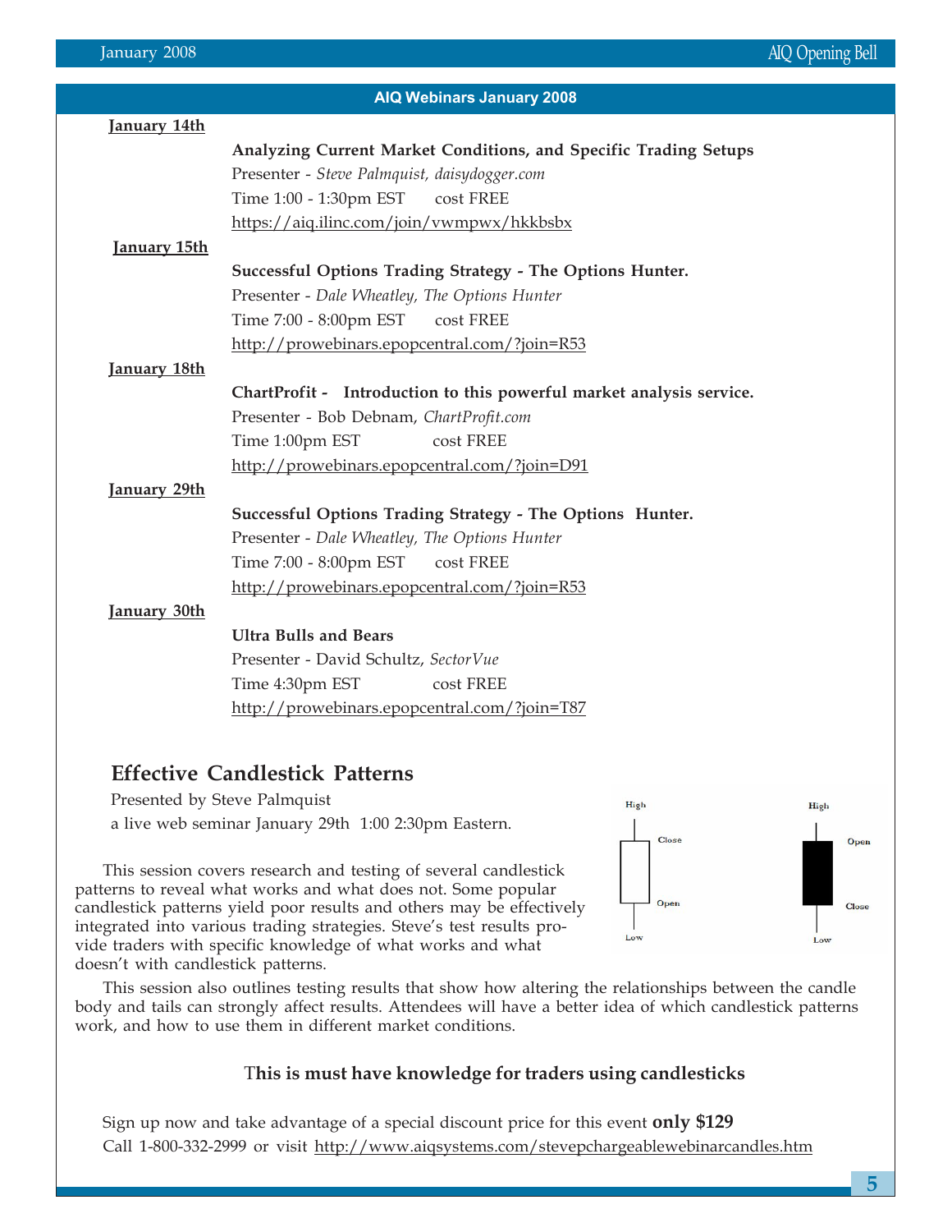## AIQ Webinars January 2008

**January 14th**

**Analyzing Current Market Conditions, and Specific Trading Setups**

Presenter - *Steve Palmquist, daisydogger.com*

Time 1:00 - 1:30pm EST cost FREE

https://aiq.ilinc.com/join/vwmpwx/hkkbsbx

**January 15th**

**Successful Options Trading Strategy - The Options Hunter.**

Presenter - *Dale Wheatley, The Options Hunter*

Time 7:00 - 8:00pm EST cost FREE

http://prowebinars.epopcentral.com/?join=R53

**January 18th**

**ChartProfit - Introduction to this powerful market analysis service.**

Presenter - Bob Debnam, *ChartProfit.com*

Time 1:00pm EST cost FREE

http://prowebinars.epopcentral.com/?join=D91

**January 29th**

**Successful Options Trading Strategy - The Options Hunter.**

Presenter - *Dale Wheatley, The Options Hunter*

Time 7:00 - 8:00pm EST cost FREE

http://prowebinars.epopcentral.com/?join=R53

**January 30th**

**Ultra Bulls and Bears**

Presenter - David Schultz, *SectorVue*

Time 4:30pm EST cost FREE

http://prowebinars.epopcentral.com/?join=T87

## Effective Candlestick Patterns

Presented by Steve Palmquist

a live web seminar January 29th 1:00 2:30pm Eastern.

High — Close — Open — Low

High — Open — Close — Low

This session covers research and testing of several candlestick patterns to reveal what works and what does not. Some popular candlestick patterns yield poor results and others may be effectively integrated into various trading strategies. Steve's test results provide traders with specific knowledge of what works and what doesn't with candlestick patterns.

This session also outlines testing results that show how altering the relationships between the candle body and tails can strongly affect results. Attendees will have a better idea of which candlestick patterns work, and how to use them in different market conditions.

**This is must have knowledge for traders using candlesticks**

Sign up now and take advantage of a special discount price for this event **only $129**

Call 1-800-332-2999 or visit http://www.aiqsystems.com/stevepchargeablewebinarcandles.htm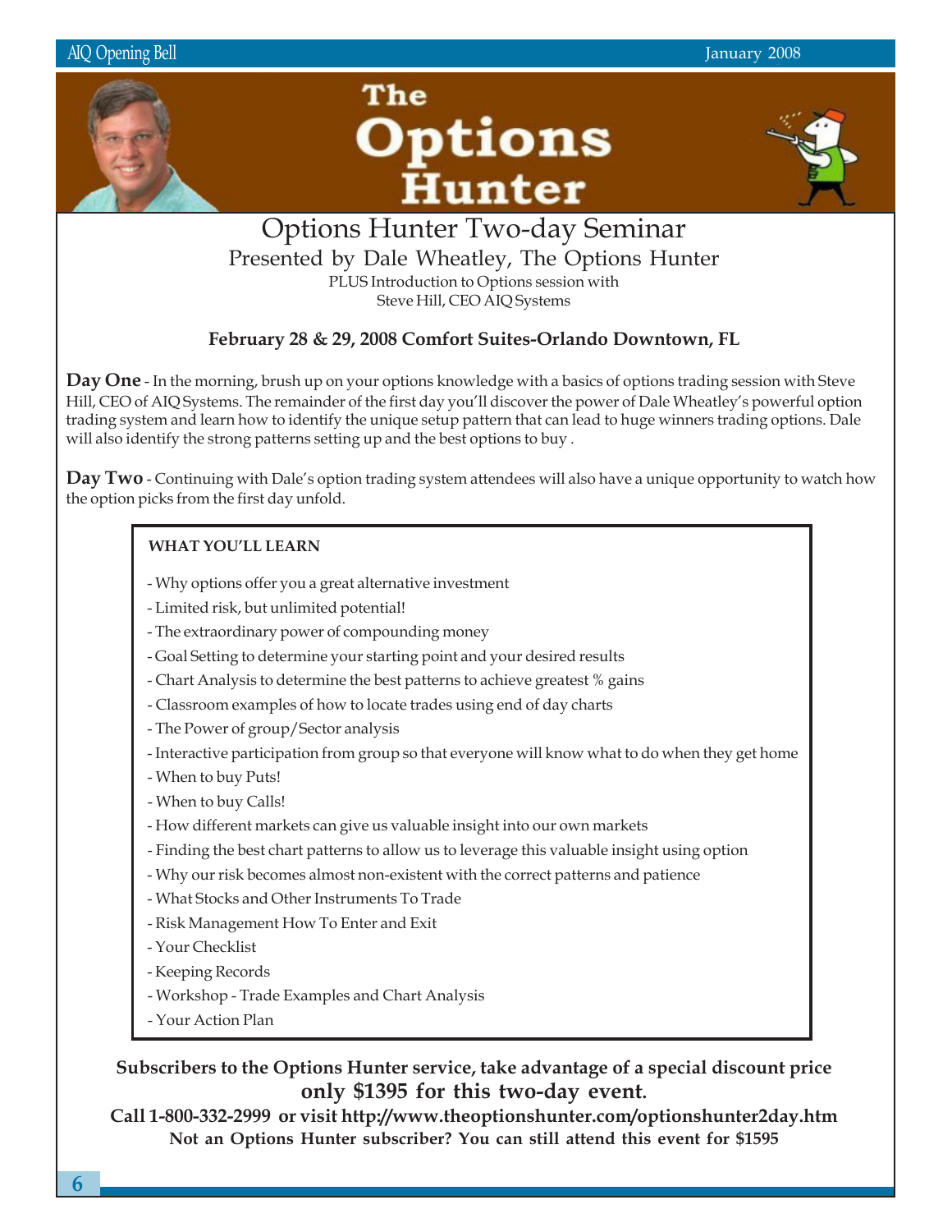# The Options Hunter

## Options Hunter Two-day Seminar

### Presented by Dale Wheatley, The Options Hunter

PLUS Introduction to Options session with
Steve Hill, CEO AIQ Systems

**February 28 & 29, 2008 Comfort Suites-Orlando Downtown, FL**

**Day One** - In the morning, brush up on your options knowledge with a basics of options trading session with Steve Hill, CEO of AIQ Systems. The remainder of the first day you'll discover the power of Dale Wheatley's powerful option trading system and learn how to identify the unique setup pattern that can lead to huge winners trading options. Dale will also identify the strong patterns setting up and the best options to buy .

**Day Two** - Continuing with Dale's option trading system attendees will also have a unique opportunity to watch how the option picks from the first day unfold.

**WHAT YOU'LL LEARN**

- Why options offer you a great alternative investment
- Limited risk, but unlimited potential!
- The extraordinary power of compounding money
- Goal Setting to determine your starting point and your desired results
- Chart Analysis to determine the best patterns to achieve greatest % gains
- Classroom examples of how to locate trades using end of day charts
- The Power of group/Sector analysis
- Interactive participation from group so that everyone will know what to do when they get home
- When to buy Puts!
- When to buy Calls!
- How different markets can give us valuable insight into our own markets
- Finding the best chart patterns to allow us to leverage this valuable insight using option
- Why our risk becomes almost non-existent with the correct patterns and patience
- What Stocks and Other Instruments To Trade
- Risk Management How To Enter and Exit
- Your Checklist
- Keeping Records
- Workshop - Trade Examples and Chart Analysis
- Your Action Plan

**Subscribers to the Options Hunter service, take advantage of a special discount price only $1395 for this two-day event.**

**Call 1-800-332-2999 or visit http://www.theoptionshunter.com/optionshunter2day.htm**

**Not an Options Hunter subscriber? You can still attend this event for $1595**